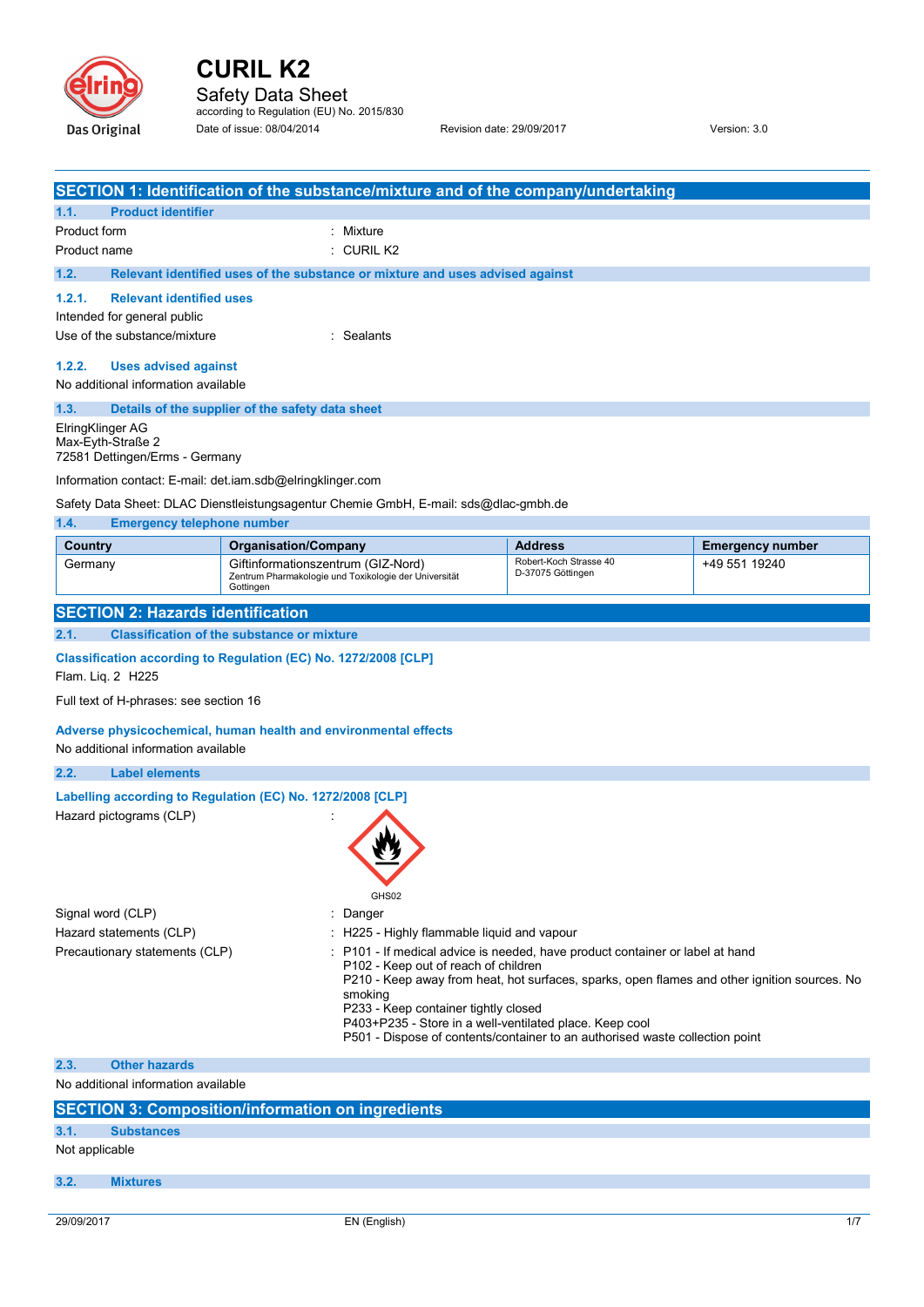# CURIL K2

Safety Data Sheet

according to Regulation (EU) No. 2015/830

Date of issue: 08/04/2014 | Revision date: 29/09/2017 | Version: 3.0

## SECTION 1: Identification of the substance/mixture and of the company/undertaking

### 1.1. Product identifier

Product form : Mixture

Product name : CURIL K2

### 1.2. Relevant identified uses of the substance or mixture and uses advised against

#### 1.2.1. Relevant identified uses

Intended for general public

Use of the substance/mixture : Sealants

#### 1.2.2. Uses advised against

No additional information available

### 1.3. Details of the supplier of the safety data sheet

ElringKlinger AG
Max-Eyth-Straße 2
72581 Dettingen/Erms - Germany

Information contact: E-mail: det.iam.sdb@elringklinger.com

Safety Data Sheet: DLAC Dienstleistungsagentur Chemie GmbH, E-mail: sds@dlac-gmbh.de

### 1.4. Emergency telephone number

| Country | Organisation/Company | Address | Emergency number |
|---|---|---|---|
| Germany | Giftinformationszentrum (GIZ-Nord) Zentrum Pharmakologie und Toxikologie der Universität Gottingen | Robert-Koch Strasse 40 D-37075 Göttingen | +49 551 19240 |

## SECTION 2: Hazards identification

### 2.1. Classification of the substance or mixture

**Classification according to Regulation (EC) No. 1272/2008 [CLP]**

Flam. Liq. 2 H225

Full text of H-phrases: see section 16

**Adverse physicochemical, human health and environmental effects**

No additional information available

### 2.2. Label elements

**Labelling according to Regulation (EC) No. 1272/2008 [CLP]**

Hazard pictograms (CLP) :

GHS02

Signal word (CLP) : Danger

Hazard statements (CLP) : H225 - Highly flammable liquid and vapour

Precautionary statements (CLP) :
- P101 - If medical advice is needed, have product container or label at hand
- P102 - Keep out of reach of children
- P210 - Keep away from heat, hot surfaces, sparks, open flames and other ignition sources. No smoking
- P233 - Keep container tightly closed
- P403+P235 - Store in a well-ventilated place. Keep cool
- P501 - Dispose of contents/container to an authorised waste collection point

### 2.3. Other hazards

No additional information available

## SECTION 3: Composition/information on ingredients

### 3.1. Substances

Not applicable

### 3.2. Mixtures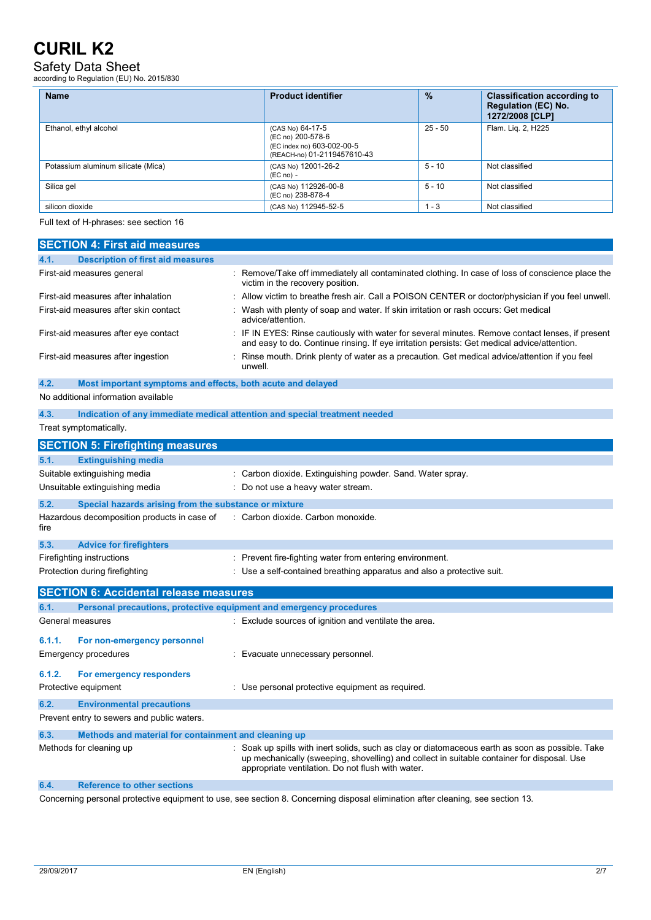| Name | Product identifier | % | Classification according to Regulation (EC) No. 1272/2008 [CLP] |
|---|---|---|---|
| Ethanol, ethyl alcohol | (CAS No) 64-17-5<br>(EC no) 200-578-6<br>(EC index no) 603-002-00-5<br>(REACH-no) 01-2119457610-43 | 25 - 50 | Flam. Liq. 2, H225 |
| Potassium aluminum silicate (Mica) | (CAS No) 12001-26-2<br>(EC no) - | 5 - 10 | Not classified |
| Silica gel | (CAS No) 112926-00-8<br>(EC no) 238-878-4 | 5 - 10 | Not classified |
| silicon dioxide | (CAS No) 112945-52-5 | 1 - 3 | Not classified |

Full text of H-phrases: see section 16

## SECTION 4: First aid measures

### 4.1. Description of first aid measures

First-aid measures general : Remove/Take off immediately all contaminated clothing. In case of loss of conscience place the victim in the recovery position.

First-aid measures after inhalation : Allow victim to breathe fresh air. Call a POISON CENTER or doctor/physician if you feel unwell.

First-aid measures after skin contact : Wash with plenty of soap and water. If skin irritation or rash occurs: Get medical advice/attention.

First-aid measures after eye contact : IF IN EYES: Rinse cautiously with water for several minutes. Remove contact lenses, if present and easy to do. Continue rinsing. If eye irritation persists: Get medical advice/attention.

First-aid measures after ingestion : Rinse mouth. Drink plenty of water as a precaution. Get medical advice/attention if you feel unwell.

### 4.2. Most important symptoms and effects, both acute and delayed

No additional information available

### 4.3. Indication of any immediate medical attention and special treatment needed

Treat symptomatically.

## SECTION 5: Firefighting measures

### 5.1. Extinguishing media

Suitable extinguishing media : Carbon dioxide. Extinguishing powder. Sand. Water spray.

Unsuitable extinguishing media : Do not use a heavy water stream.

### 5.2. Special hazards arising from the substance or mixture

Hazardous decomposition products in case of fire : Carbon dioxide. Carbon monoxide.

### 5.3. Advice for firefighters

Firefighting instructions : Prevent fire-fighting water from entering environment.

Protection during firefighting : Use a self-contained breathing apparatus and also a protective suit.

## SECTION 6: Accidental release measures

### 6.1. Personal precautions, protective equipment and emergency procedures

General measures : Exclude sources of ignition and ventilate the area.

#### 6.1.1. For non-emergency personnel

Emergency procedures : Evacuate unnecessary personnel.

#### 6.1.2. For emergency responders

Protective equipment : Use personal protective equipment as required.

### 6.2. Environmental precautions

Prevent entry to sewers and public waters.

### 6.3. Methods and material for containment and cleaning up

Methods for cleaning up : Soak up spills with inert solids, such as clay or diatomaceous earth as soon as possible. Take up mechanically (sweeping, shovelling) and collect in suitable container for disposal. Use appropriate ventilation. Do not flush with water.

### 6.4. Reference to other sections

Concerning personal protective equipment to use, see section 8. Concerning disposal elimination after cleaning, see section 13.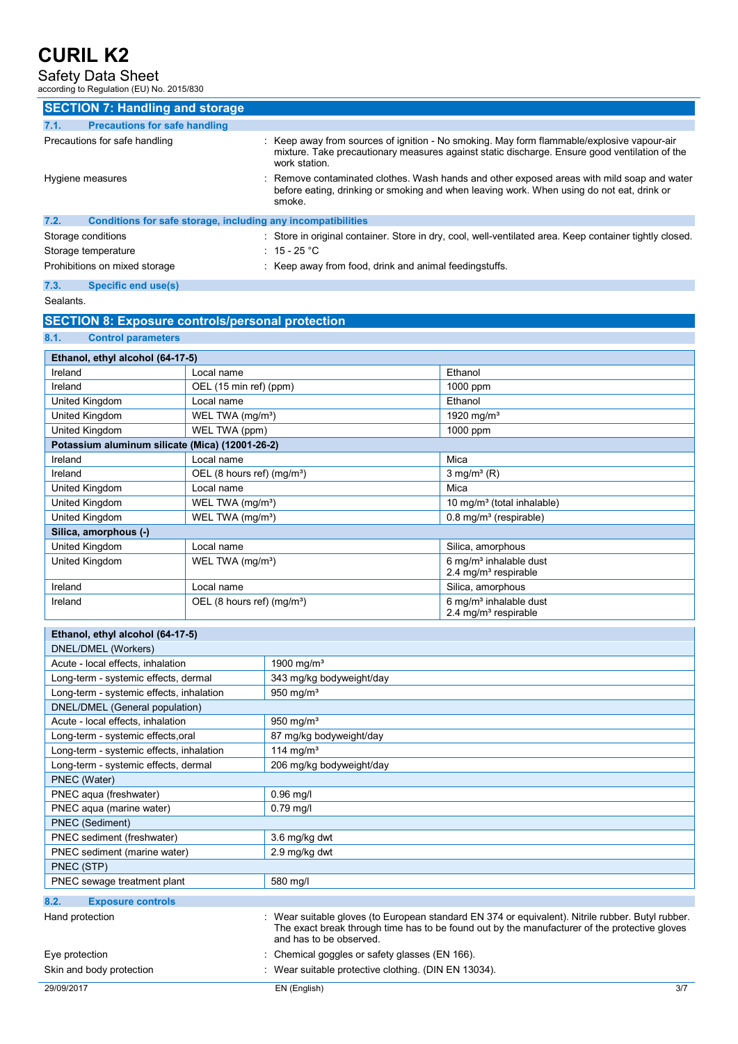## SECTION 7: Handling and storage

### 7.1. Precautions for safe handling

Precautions for safe handling : Keep away from sources of ignition - No smoking. May form flammable/explosive vapour-air mixture. Take precautionary measures against static discharge. Ensure good ventilation of the work station.

Hygiene measures : Remove contaminated clothes. Wash hands and other exposed areas with mild soap and water before eating, drinking or smoking and when leaving work. When using do not eat, drink or smoke.

### 7.2. Conditions for safe storage, including any incompatibilities

Storage conditions : Store in original container. Store in dry, cool, well-ventilated area. Keep container tightly closed.

Storage temperature : 15 - 25 °C

Prohibitions on mixed storage : Keep away from food, drink and animal feedingstuffs.

### 7.3. Specific end use(s)

Sealants.

## SECTION 8: Exposure controls/personal protection

### 8.1. Control parameters

| Ethanol, ethyl alcohol (64-17-5) | | |
|---|---|---|
| Ireland | Local name | Ethanol |
| Ireland | OEL (15 min ref) (ppm) | 1000 ppm |
| United Kingdom | Local name | Ethanol |
| United Kingdom | WEL TWA (mg/m³) | 1920 mg/m³ |
| United Kingdom | WEL TWA (ppm) | 1000 ppm |
| **Potassium aluminum silicate (Mica) (12001-26-2)** | | |
| Ireland | Local name | Mica |
| Ireland | OEL (8 hours ref) (mg/m³) | 3 mg/m³ (R) |
| United Kingdom | Local name | Mica |
| United Kingdom | WEL TWA (mg/m³) | 10 mg/m³ (total inhalable) |
| United Kingdom | WEL TWA (mg/m³) | 0.8 mg/m³ (respirable) |
| **Silica, amorphous (-)** | | |
| United Kingdom | Local name | Silica, amorphous |
| United Kingdom | WEL TWA (mg/m³) | 6 mg/m³ inhalable dust<br>2.4 mg/m³ respirable |
| Ireland | Local name | Silica, amorphous |
| Ireland | OEL (8 hours ref) (mg/m³) | 6 mg/m³ inhalable dust<br>2.4 mg/m³ respirable |

| Ethanol, ethyl alcohol (64-17-5) | |
|---|---|
| DNEL/DMEL (Workers) | |
| Acute - local effects, inhalation | 1900 mg/m³ |
| Long-term - systemic effects, dermal | 343 mg/kg bodyweight/day |
| Long-term - systemic effects, inhalation | 950 mg/m³ |
| DNEL/DMEL (General population) | |
| Acute - local effects, inhalation | 950 mg/m³ |
| Long-term - systemic effects,oral | 87 mg/kg bodyweight/day |
| Long-term - systemic effects, inhalation | 114 mg/m³ |
| Long-term - systemic effects, dermal | 206 mg/kg bodyweight/day |
| PNEC (Water) | |
| PNEC aqua (freshwater) | 0.96 mg/l |
| PNEC aqua (marine water) | 0.79 mg/l |
| PNEC (Sediment) | |
| PNEC sediment (freshwater) | 3.6 mg/kg dwt |
| PNEC sediment (marine water) | 2.9 mg/kg dwt |
| PNEC (STP) | |
| PNEC sewage treatment plant | 580 mg/l |

### 8.2. Exposure controls

Hand protection : Wear suitable gloves (to European standard EN 374 or equivalent). Nitrile rubber. Butyl rubber. The exact break through time has to be found out by the manufacturer of the protective gloves and has to be observed.

Eye protection : Chemical goggles or safety glasses (EN 166).

Skin and body protection : Wear suitable protective clothing. (DIN EN 13034).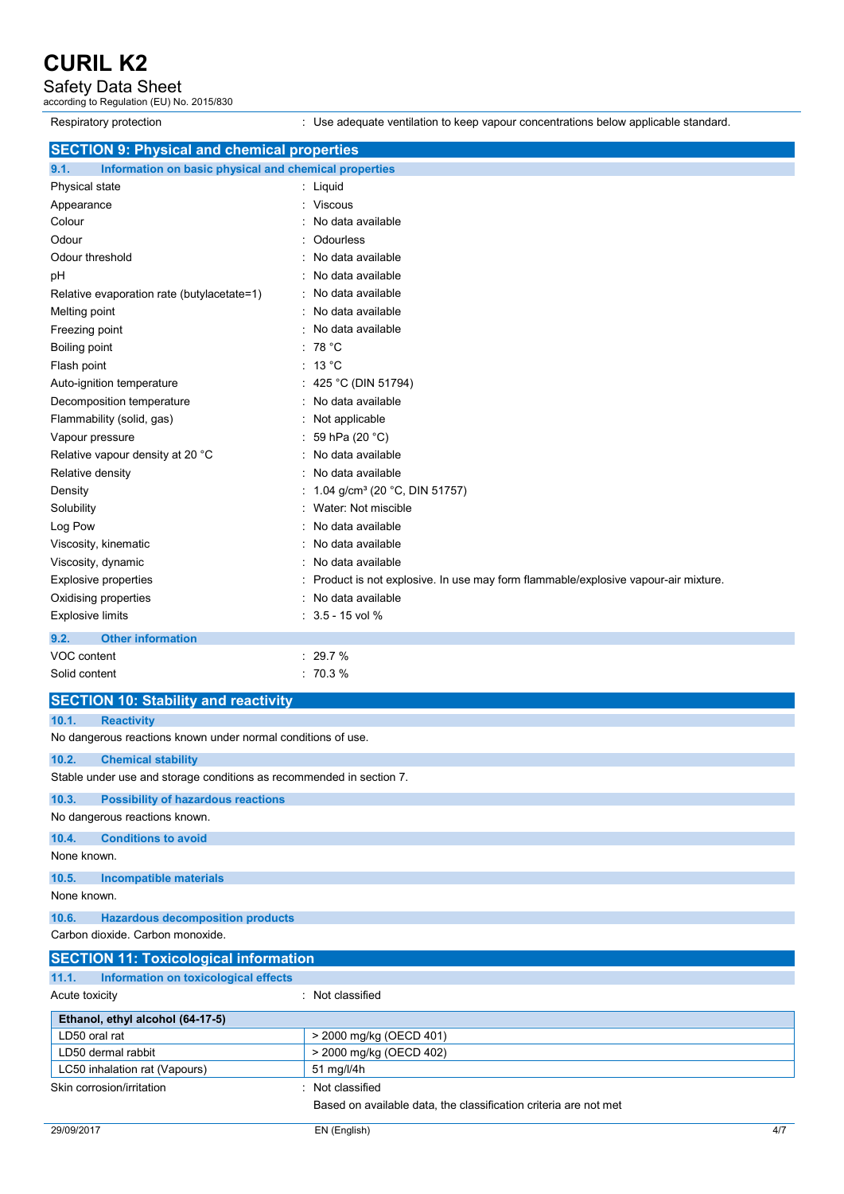| | |
|---|---|
| Respiratory protection | : Use adequate ventilation to keep vapour concentrations below applicable standard. |

## SECTION 9: Physical and chemical properties

### 9.1. Information on basic physical and chemical properties

| | |
|---|---|
| Physical state | : Liquid |
| Appearance | : Viscous |
| Colour | : No data available |
| Odour | : Odourless |
| Odour threshold | : No data available |
| pH | : No data available |
| Relative evaporation rate (butylacetate=1) | : No data available |
| Melting point | : No data available |
| Freezing point | : No data available |
| Boiling point | : 78 °C |
| Flash point | : 13 °C |
| Auto-ignition temperature | : 425 °C (DIN 51794) |
| Decomposition temperature | : No data available |
| Flammability (solid, gas) | : Not applicable |
| Vapour pressure | : 59 hPa (20 °C) |
| Relative vapour density at 20 °C | : No data available |
| Relative density | : No data available |
| Density | : 1.04 g/cm³ (20 °C, DIN 51757) |
| Solubility | : Water: Not miscible |
| Log Pow | : No data available |
| Viscosity, kinematic | : No data available |
| Viscosity, dynamic | : No data available |
| Explosive properties | : Product is not explosive. In use may form flammable/explosive vapour-air mixture. |
| Oxidising properties | : No data available |
| Explosive limits | : 3.5 - 15 vol % |

### 9.2. Other information

| | |
|---|---|
| VOC content | : 29.7 % |
| Solid content | : 70.3 % |

## SECTION 10: Stability and reactivity

### 10.1. Reactivity

No dangerous reactions known under normal conditions of use.

### 10.2. Chemical stability

Stable under use and storage conditions as recommended in section 7.

### 10.3. Possibility of hazardous reactions

No dangerous reactions known.

### 10.4. Conditions to avoid

None known.

### 10.5. Incompatible materials

None known.

### 10.6. Hazardous decomposition products

Carbon dioxide. Carbon monoxide.

## SECTION 11: Toxicological information

### 11.1. Information on toxicological effects

| | |
|---|---|
| Acute toxicity | : Not classified |

| Ethanol, ethyl alcohol (64-17-5) | |
|---|---|
| LD50 oral rat | > 2000 mg/kg (OECD 401) |
| LD50 dermal rabbit | > 2000 mg/kg (OECD 402) |
| LC50 inhalation rat (Vapours) | 51 mg/l/4h |

| | |
|---|---|
| Skin corrosion/irritation | : Not classified |
| | Based on available data, the classification criteria are not met |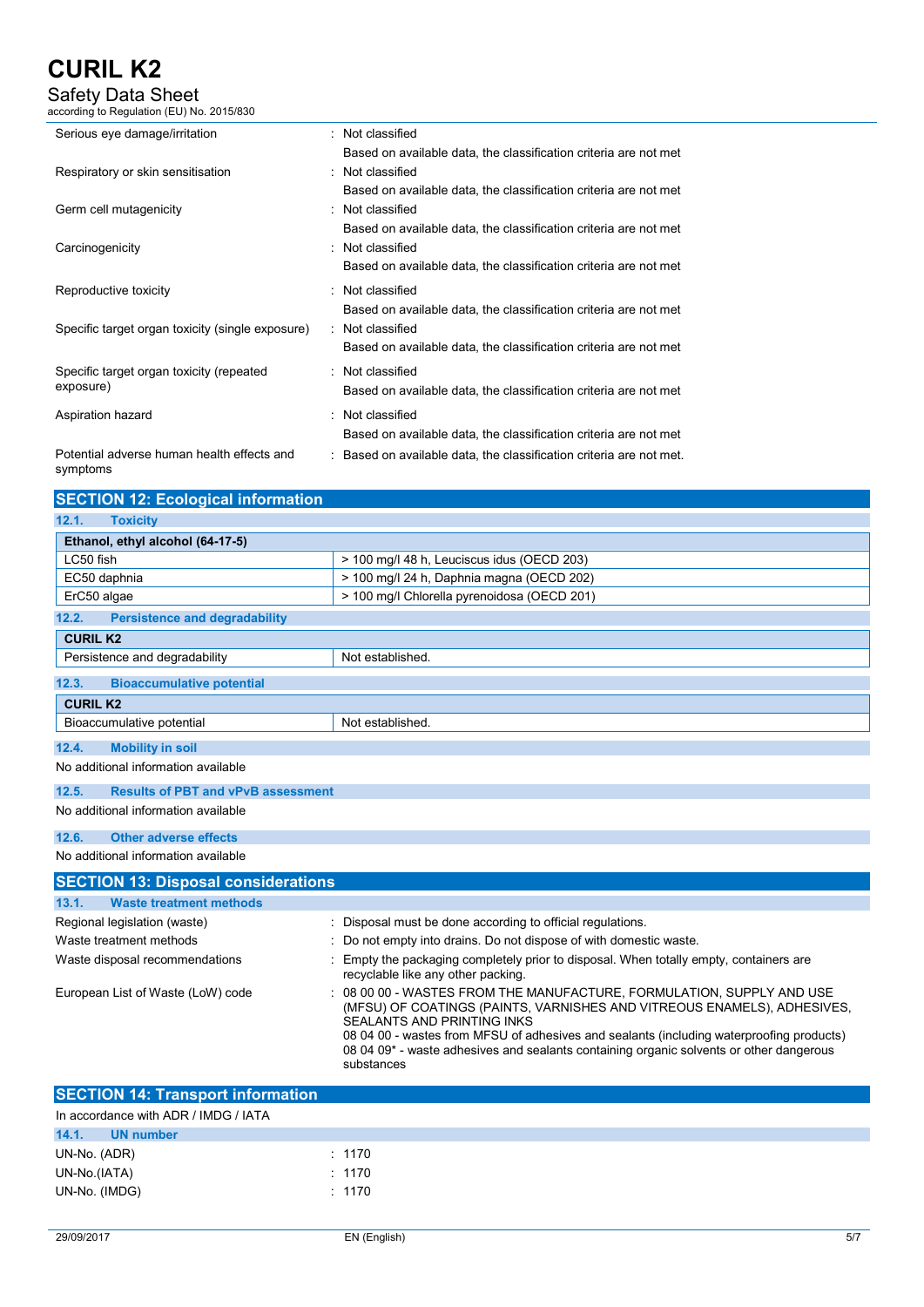| | |
|---|---|
| Serious eye damage/irritation | : Not classified<br>Based on available data, the classification criteria are not met |
| Respiratory or skin sensitisation | : Not classified<br>Based on available data, the classification criteria are not met |
| Germ cell mutagenicity | : Not classified<br>Based on available data, the classification criteria are not met |
| Carcinogenicity | : Not classified<br>Based on available data, the classification criteria are not met |
| Reproductive toxicity | : Not classified<br>Based on available data, the classification criteria are not met |
| Specific target organ toxicity (single exposure) | : Not classified<br>Based on available data, the classification criteria are not met |
| Specific target organ toxicity (repeated exposure) | : Not classified<br>Based on available data, the classification criteria are not met |
| Aspiration hazard | : Not classified<br>Based on available data, the classification criteria are not met |
| Potential adverse human health effects and symptoms | : Based on available data, the classification criteria are not met. |

## SECTION 12: Ecological information

### 12.1. Toxicity

| Ethanol, ethyl alcohol (64-17-5) | |
|---|---|
| LC50 fish | > 100 mg/l 48 h, Leuciscus idus (OECD 203) |
| EC50 daphnia | > 100 mg/l 24 h, Daphnia magna (OECD 202) |
| ErC50 algae | > 100 mg/l Chlorella pyrenoidosa (OECD 201) |

### 12.2. Persistence and degradability

| CURIL K2 | |
|---|---|
| Persistence and degradability | Not established. |

### 12.3. Bioaccumulative potential

| CURIL K2 | |
|---|---|
| Bioaccumulative potential | Not established. |

### 12.4. Mobility in soil

No additional information available

### 12.5. Results of PBT and vPvB assessment

No additional information available

### 12.6. Other adverse effects

No additional information available

## SECTION 13: Disposal considerations

### 13.1. Waste treatment methods

| | |
|---|---|
| Regional legislation (waste) | : Disposal must be done according to official regulations. |
| Waste treatment methods | : Do not empty into drains. Do not dispose of with domestic waste. |
| Waste disposal recommendations | : Empty the packaging completely prior to disposal. When totally empty, containers are recyclable like any other packing. |
| European List of Waste (LoW) code | : 08 00 00 - WASTES FROM THE MANUFACTURE, FORMULATION, SUPPLY AND USE (MFSU) OF COATINGS (PAINTS, VARNISHES AND VITREOUS ENAMELS), ADHESIVES, SEALANTS AND PRINTING INKS<br>08 04 00 - wastes from MFSU of adhesives and sealants (including waterproofing products)<br>08 04 09* - waste adhesives and sealants containing organic solvents or other dangerous substances |

## SECTION 14: Transport information

In accordance with ADR / IMDG / IATA

### 14.1. UN number

| | |
|---|---|
| UN-No. (ADR) | : 1170 |
| UN-No.(IATA) | : 1170 |
| UN-No. (IMDG) | : 1170 |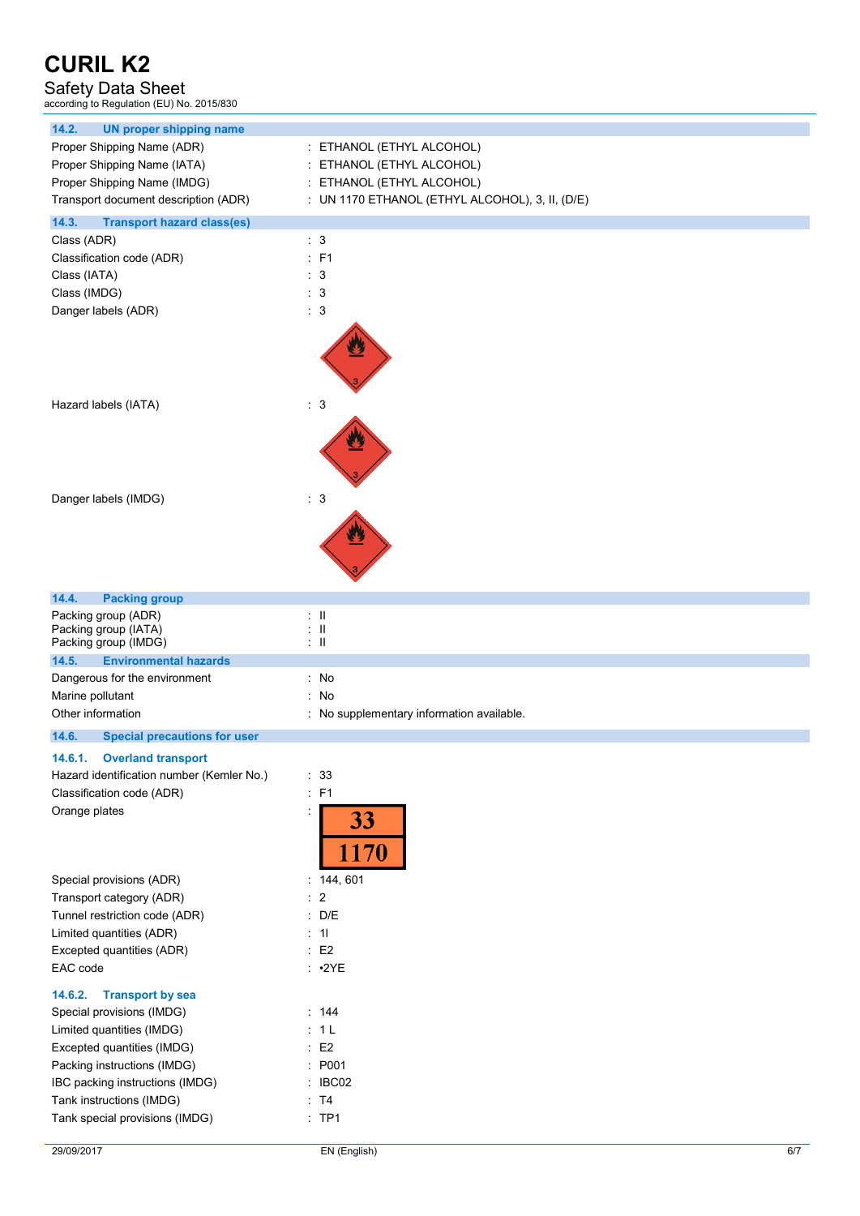### 14.2. UN proper shipping name

| | |
|---|---|
| Proper Shipping Name (ADR) | : ETHANOL (ETHYL ALCOHOL) |
| Proper Shipping Name (IATA) | : ETHANOL (ETHYL ALCOHOL) |
| Proper Shipping Name (IMDG) | : ETHANOL (ETHYL ALCOHOL) |
| Transport document description (ADR) | : UN 1170 ETHANOL (ETHYL ALCOHOL), 3, II, (D/E) |

### 14.3. Transport hazard class(es)

| | |
|---|---|
| Class (ADR) | : 3 |
| Classification code (ADR) | : F1 |
| Class (IATA) | : 3 |
| Class (IMDG) | : 3 |
| Danger labels (ADR) | : 3 |
| Hazard labels (IATA) | : 3 |
| Danger labels (IMDG) | : 3 |

### 14.4. Packing group

| | |
|---|---|
| Packing group (ADR) | : II |
| Packing group (IATA) | : II |
| Packing group (IMDG) | : II |

### 14.5. Environmental hazards

| | |
|---|---|
| Dangerous for the environment | : No |
| Marine pollutant | : No |
| Other information | : No supplementary information available. |

### 14.6. Special precautions for user

#### 14.6.1. Overland transport

| | |
|---|---|
| Hazard identification number (Kemler No.) | : 33 |
| Classification code (ADR) | : F1 |
| Orange plates | : 33 / 1170 |
| Special provisions (ADR) | : 144, 601 |
| Transport category (ADR) | : 2 |
| Tunnel restriction code (ADR) | : D/E |
| Limited quantities (ADR) | : 1l |
| Excepted quantities (ADR) | : E2 |
| EAC code | : •2YE |

#### 14.6.2. Transport by sea

| | |
|---|---|
| Special provisions (IMDG) | : 144 |
| Limited quantities (IMDG) | : 1 L |
| Excepted quantities (IMDG) | : E2 |
| Packing instructions (IMDG) | : P001 |
| IBC packing instructions (IMDG) | : IBC02 |
| Tank instructions (IMDG) | : T4 |
| Tank special provisions (IMDG) | : TP1 |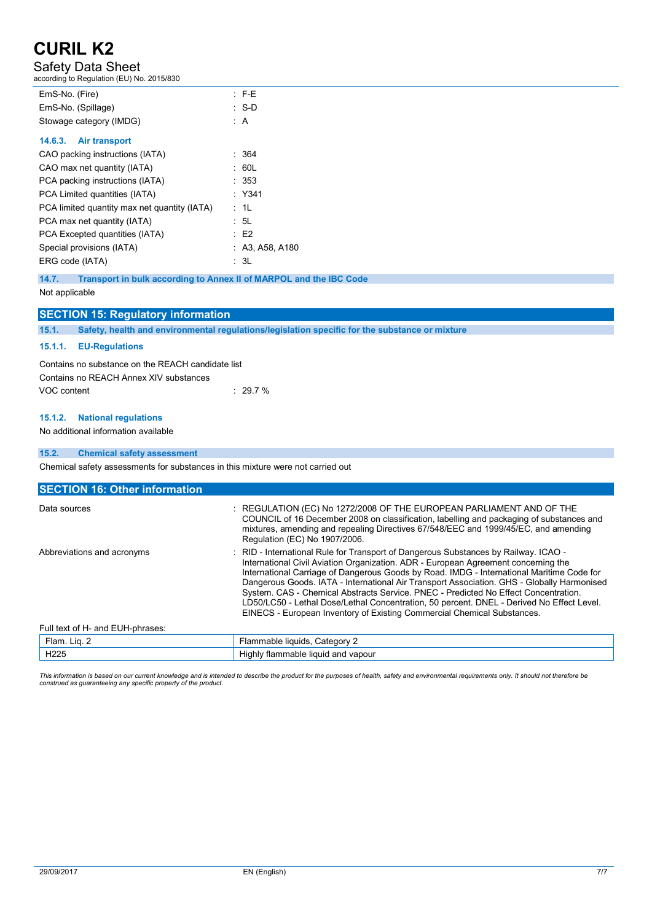| | |
|---|---|
| EmS-No. (Fire) | : F-E |
| EmS-No. (Spillage) | : S-D |
| Stowage category (IMDG) | : A |

#### 14.6.3. Air transport

| | |
|---|---|
| CAO packing instructions (IATA) | : 364 |
| CAO max net quantity (IATA) | : 60L |
| PCA packing instructions (IATA) | : 353 |
| PCA Limited quantities (IATA) | : Y341 |
| PCA limited quantity max net quantity (IATA) | : 1L |
| PCA max net quantity (IATA) | : 5L |
| PCA Excepted quantities (IATA) | : E2 |
| Special provisions (IATA) | : A3, A58, A180 |
| ERG code (IATA) | : 3L |

### 14.7. Transport in bulk according to Annex II of MARPOL and the IBC Code

Not applicable

## SECTION 15: Regulatory information

### 15.1. Safety, health and environmental regulations/legislation specific for the substance or mixture

#### 15.1.1. EU-Regulations

Contains no substance on the REACH candidate list

Contains no REACH Annex XIV substances

VOC content : 29.7 %

#### 15.1.2. National regulations

No additional information available

### 15.2. Chemical safety assessment

Chemical safety assessments for substances in this mixture were not carried out

## SECTION 16: Other information

| | |
|---|---|
| Data sources | : REGULATION (EC) No 1272/2008 OF THE EUROPEAN PARLIAMENT AND OF THE COUNCIL of 16 December 2008 on classification, labelling and packaging of substances and mixtures, amending and repealing Directives 67/548/EEC and 1999/45/EC, and amending Regulation (EC) No 1907/2006. |
| Abbreviations and acronyms | : RID - International Rule for Transport of Dangerous Substances by Railway. ICAO - International Civil Aviation Organization. ADR - European Agreement concerning the International Carriage of Dangerous Goods by Road. IMDG - International Maritime Code for Dangerous Goods. IATA - International Air Transport Association. GHS - Globally Harmonised System. CAS - Chemical Abstracts Service. PNEC - Predicted No Effect Concentration. LD50/LC50 - Lethal Dose/Lethal Concentration, 50 percent. DNEL - Derived No Effect Level. EINECS - European Inventory of Existing Commercial Chemical Substances. |

Full text of H- and EUH-phrases:

| | |
|---|---|
| Flam. Liq. 2 | Flammable liquids, Category 2 |
| H225 | Highly flammable liquid and vapour |

*This information is based on our current knowledge and is intended to describe the product for the purposes of health, safety and environmental requirements only. It should not therefore be construed as guaranteeing any specific property of the product.*